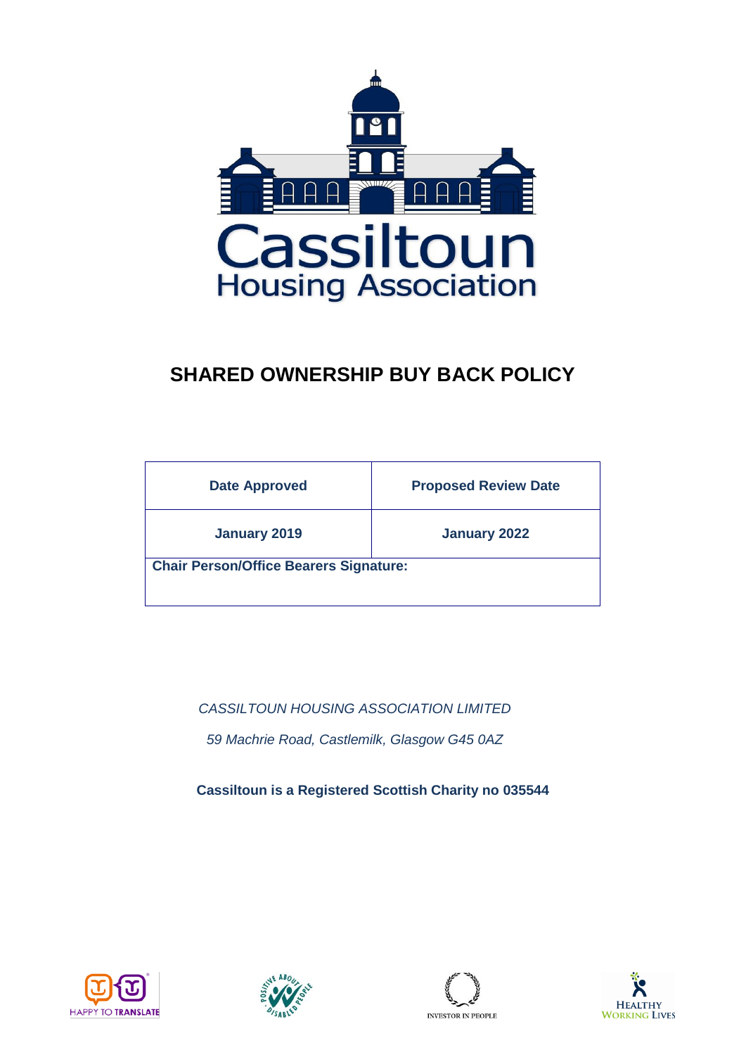Cassiltoun
Housing Association

# SHARED OWNERSHIP BUY BACK POLICY

| Date Approved | Proposed Review Date |
|---|---|
| January 2019 | January 2022 |
| Chair Person/Office Bearers Signature: | |

*CASSILTOUN HOUSING ASSOCIATION LIMITED*

*59 Machrie Road, Castlemilk, Glasgow G45 0AZ*

**Cassiltoun is a Registered Scottish Charity no 035544**

HAPPY TO TRANSLATE

POSITIVE ABOUT DISABLED PEOPLE

INVESTOR IN PEOPLE

HEALTHY WORKING LIVES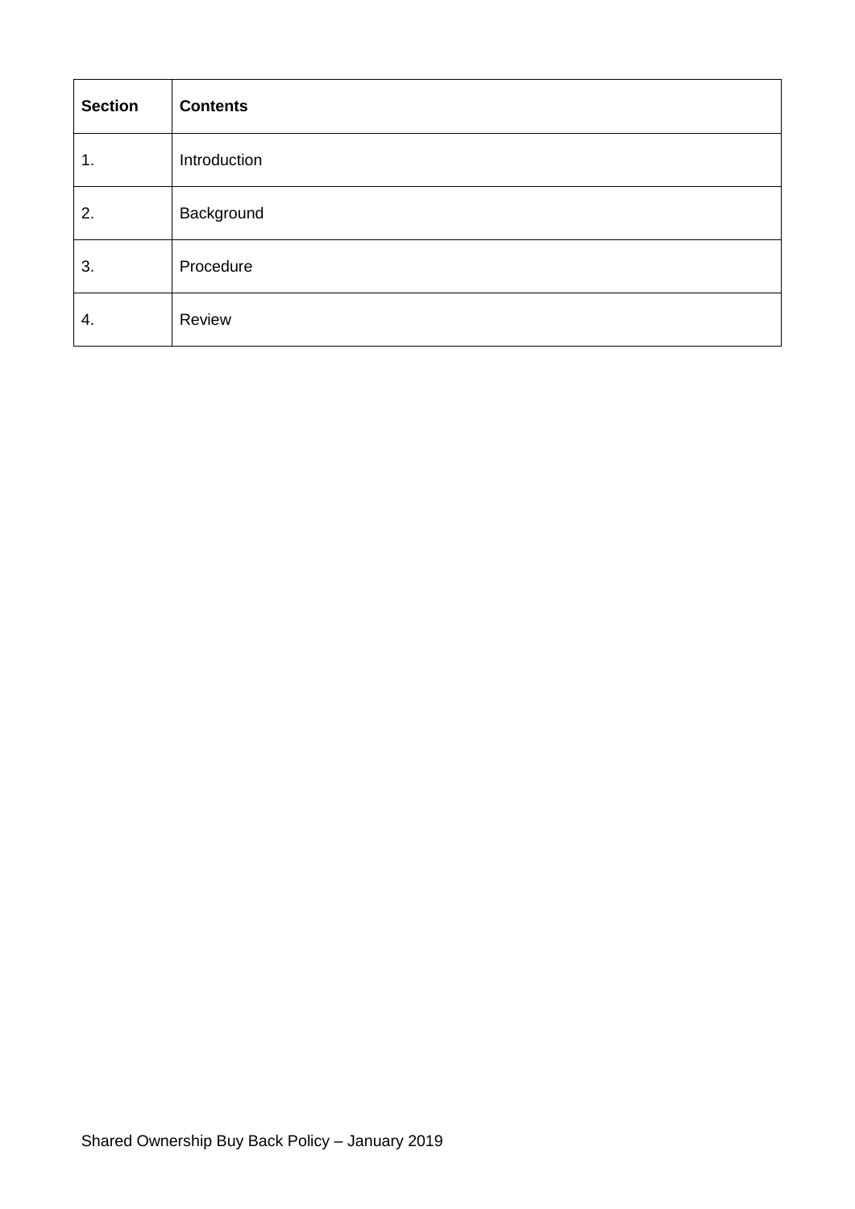| **Section** | **Contents** |
|---|---|
| 1. | Introduction |
| 2. | Background |
| 3. | Procedure |
| 4. | Review |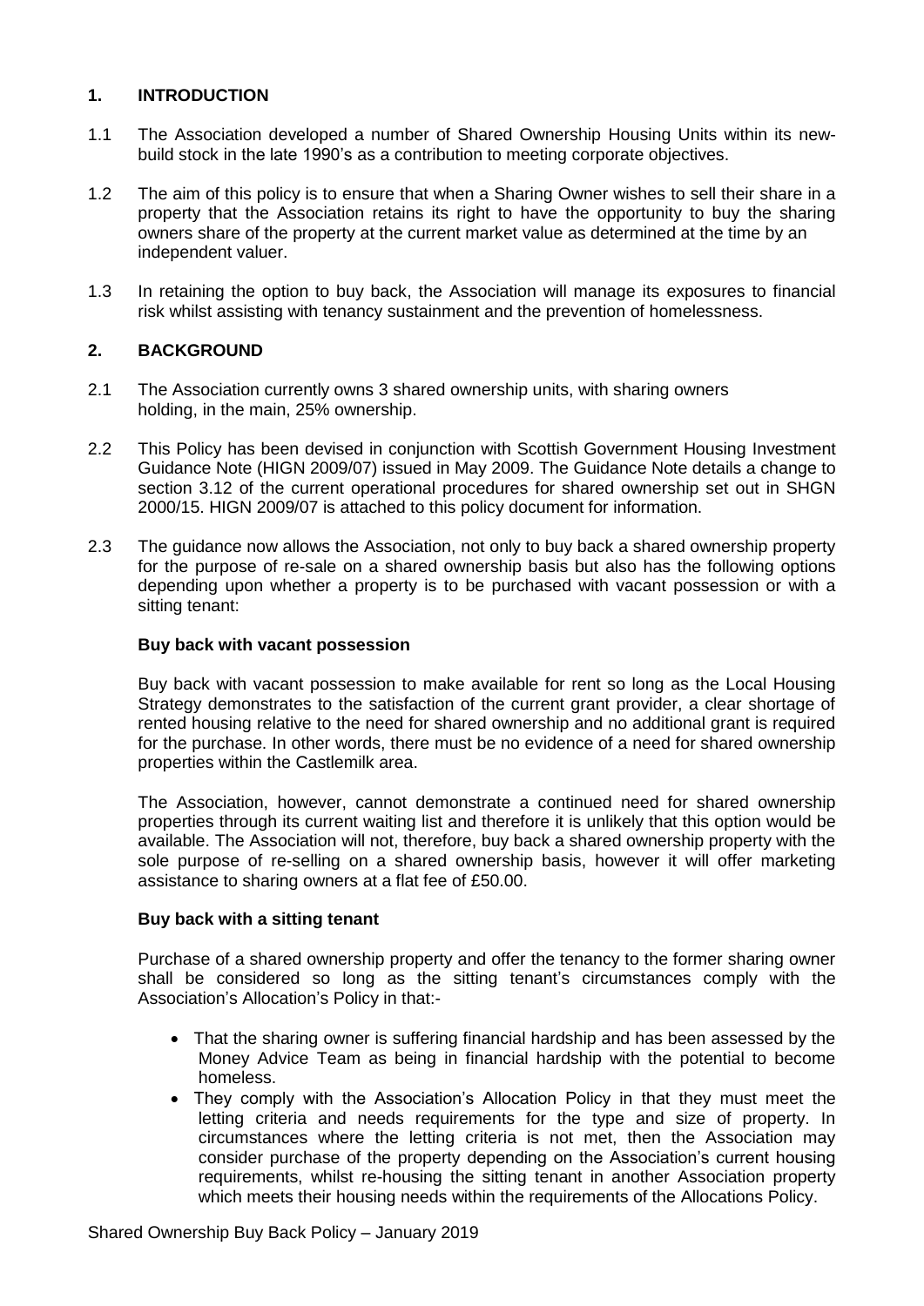## 1. INTRODUCTION

1.1 The Association developed a number of Shared Ownership Housing Units within its new-build stock in the late 1990's as a contribution to meeting corporate objectives.

1.2 The aim of this policy is to ensure that when a Sharing Owner wishes to sell their share in a property that the Association retains its right to have the opportunity to buy the sharing owners share of the property at the current market value as determined at the time by an independent valuer.

1.3 In retaining the option to buy back, the Association will manage its exposures to financial risk whilst assisting with tenancy sustainment and the prevention of homelessness.

## 2. BACKGROUND

2.1 The Association currently owns 3 shared ownership units, with sharing owners holding, in the main, 25% ownership.

2.2 This Policy has been devised in conjunction with Scottish Government Housing Investment Guidance Note (HIGN 2009/07) issued in May 2009. The Guidance Note details a change to section 3.12 of the current operational procedures for shared ownership set out in SHGN 2000/15. HIGN 2009/07 is attached to this policy document for information.

2.3 The guidance now allows the Association, not only to buy back a shared ownership property for the purpose of re-sale on a shared ownership basis but also has the following options depending upon whether a property is to be purchased with vacant possession or with a sitting tenant:

**Buy back with vacant possession**

Buy back with vacant possession to make available for rent so long as the Local Housing Strategy demonstrates to the satisfaction of the current grant provider, a clear shortage of rented housing relative to the need for shared ownership and no additional grant is required for the purchase. In other words, there must be no evidence of a need for shared ownership properties within the Castlemilk area.

The Association, however, cannot demonstrate a continued need for shared ownership properties through its current waiting list and therefore it is unlikely that this option would be available. The Association will not, therefore, buy back a shared ownership property with the sole purpose of re-selling on a shared ownership basis, however it will offer marketing assistance to sharing owners at a flat fee of £50.00.

**Buy back with a sitting tenant**

Purchase of a shared ownership property and offer the tenancy to the former sharing owner shall be considered so long as the sitting tenant's circumstances comply with the Association's Allocation's Policy in that:-

- That the sharing owner is suffering financial hardship and has been assessed by the Money Advice Team as being in financial hardship with the potential to become homeless.
- They comply with the Association's Allocation Policy in that they must meet the letting criteria and needs requirements for the type and size of property. In circumstances where the letting criteria is not met, then the Association may consider purchase of the property depending on the Association's current housing requirements, whilst re-housing the sitting tenant in another Association property which meets their housing needs within the requirements of the Allocations Policy.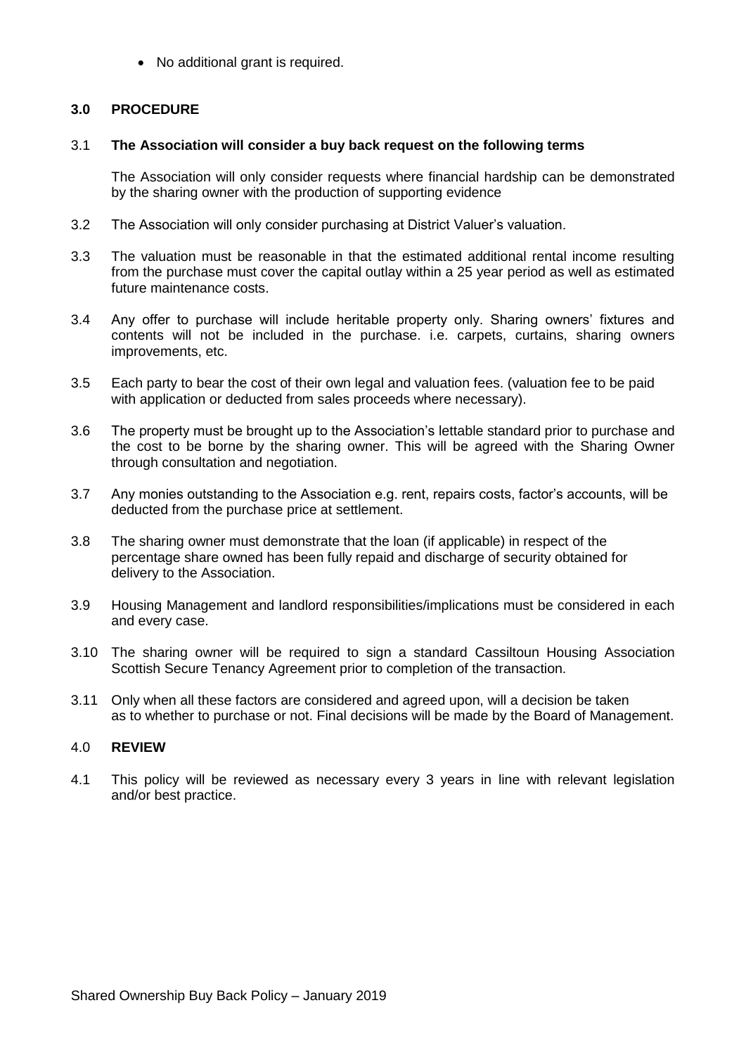- No additional grant is required.

## 3.0 PROCEDURE

3.1 **The Association will consider a buy back request on the following terms**

The Association will only consider requests where financial hardship can be demonstrated by the sharing owner with the production of supporting evidence

3.2 The Association will only consider purchasing at District Valuer's valuation.

3.3 The valuation must be reasonable in that the estimated additional rental income resulting from the purchase must cover the capital outlay within a 25 year period as well as estimated future maintenance costs.

3.4 Any offer to purchase will include heritable property only. Sharing owners' fixtures and contents will not be included in the purchase. i.e. carpets, curtains, sharing owners improvements, etc.

3.5 Each party to bear the cost of their own legal and valuation fees. (valuation fee to be paid with application or deducted from sales proceeds where necessary).

3.6 The property must be brought up to the Association's lettable standard prior to purchase and the cost to be borne by the sharing owner. This will be agreed with the Sharing Owner through consultation and negotiation.

3.7 Any monies outstanding to the Association e.g. rent, repairs costs, factor's accounts, will be deducted from the purchase price at settlement.

3.8 The sharing owner must demonstrate that the loan (if applicable) in respect of the percentage share owned has been fully repaid and discharge of security obtained for delivery to the Association.

3.9 Housing Management and landlord responsibilities/implications must be considered in each and every case.

3.10 The sharing owner will be required to sign a standard Cassiltoun Housing Association Scottish Secure Tenancy Agreement prior to completion of the transaction.

3.11 Only when all these factors are considered and agreed upon, will a decision be taken as to whether to purchase or not. Final decisions will be made by the Board of Management.

## 4.0 REVIEW

4.1 This policy will be reviewed as necessary every 3 years in line with relevant legislation and/or best practice.